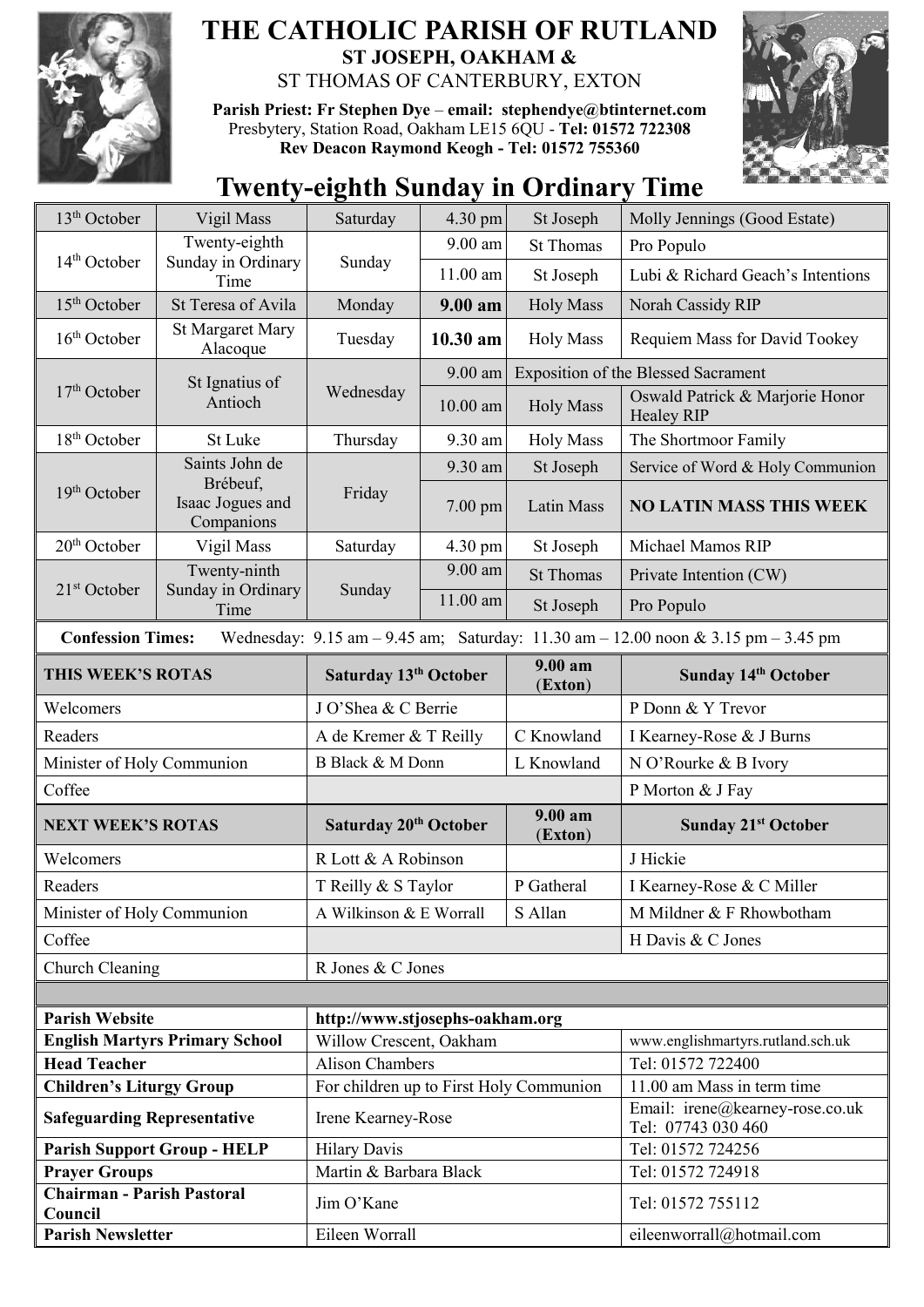# THE CATHOLIC PARISH OF RUTLAND

## ST JOSEPH, OAKHAM &

ST THOMAS OF CANTERBURY, EXTON

**Parish Priest: Fr Stephen Dye – email: stephendye@btinternet.com**
Presbytery, Station Road, Oakham LE15 6QU - **Tel: 01572 722308**
**Rev Deacon Raymond Keogh - Tel: 01572 755360**

# Twenty-eighth Sunday in Ordinary Time

| | | | | | |
|---|---|---|---|---|---|
| 13th October | Vigil Mass | Saturday | 4.30 pm | St Joseph | Molly Jennings (Good Estate) |
| 14th October | Twenty-eighth Sunday in Ordinary Time | Sunday | 9.00 am | St Thomas | Pro Populo |
| | | | 11.00 am | St Joseph | Lubi & Richard Geach's Intentions |
| 15th October | St Teresa of Avila | Monday | **9.00 am** | Holy Mass | Norah Cassidy RIP |
| 16th October | St Margaret Mary Alacoque | Tuesday | **10.30 am** | Holy Mass | Requiem Mass for David Tookey |
| 17th October | St Ignatius of Antioch | Wednesday | 9.00 am | Exposition of the Blessed Sacrament | |
| | | | 10.00 am | Holy Mass | Oswald Patrick & Marjorie Honor Healey RIP |
| 18th October | St Luke | Thursday | 9.30 am | Holy Mass | The Shortmoor Family |
| 19th October | Saints John de Brébeuf, Isaac Jogues and Companions | Friday | 9.30 am | St Joseph | Service of Word & Holy Communion |
| | | | 7.00 pm | Latin Mass | **NO LATIN MASS THIS WEEK** |
| 20th October | Vigil Mass | Saturday | 4.30 pm | St Joseph | Michael Mamos RIP |
| 21st October | Twenty-ninth Sunday in Ordinary Time | Sunday | 9.00 am | St Thomas | Private Intention (CW) |
| | | | 11.00 am | St Joseph | Pro Populo |

**Confession Times:** Wednesday: 9.15 am – 9.45 am; Saturday: 11.30 am – 12.00 noon & 3.15 pm – 3.45 pm

| **THIS WEEK'S ROTAS** | **Saturday 13th October** | **9.00 am (Exton)** | **Sunday 14th October** |
|---|---|---|---|
| Welcomers | J O'Shea & C Berrie | | P Donn & Y Trevor |
| Readers | A de Kremer & T Reilly | C Knowland | I Kearney-Rose & J Burns |
| Minister of Holy Communion | B Black & M Donn | L Knowland | N O'Rourke & B Ivory |
| Coffee | | | P Morton & J Fay |
| **NEXT WEEK'S ROTAS** | **Saturday 20th October** | **9.00 am (Exton)** | **Sunday 21st October** |
| Welcomers | R Lott & A Robinson | | J Hickie |
| Readers | T Reilly & S Taylor | P Gatheral | I Kearney-Rose & C Miller |
| Minister of Holy Communion | A Wilkinson & E Worrall | S Allan | M Mildner & F Rhowbotham |
| Coffee | | | H Davis & C Jones |
| Church Cleaning | R Jones & C Jones | | |

| | | |
|---|---|---|
| **Parish Website** | http://www.stjosephs-oakham.org | |
| **English Martyrs Primary School** | Willow Crescent, Oakham | www.englishmartyrs.rutland.sch.uk |
| **Head Teacher** | Alison Chambers | Tel: 01572 722400 |
| **Children's Liturgy Group** | For children up to First Holy Communion | 11.00 am Mass in term time |
| **Safeguarding Representative** | Irene Kearney-Rose | Email: irene@kearney-rose.co.uk Tel: 07743 030 460 |
| **Parish Support Group - HELP** | Hilary Davis | Tel: 01572 724256 |
| **Prayer Groups** | Martin & Barbara Black | Tel: 01572 724918 |
| **Chairman - Parish Pastoral Council** | Jim O'Kane | Tel: 01572 755112 |
| **Parish Newsletter** | Eileen Worrall | eileenworrall@hotmail.com |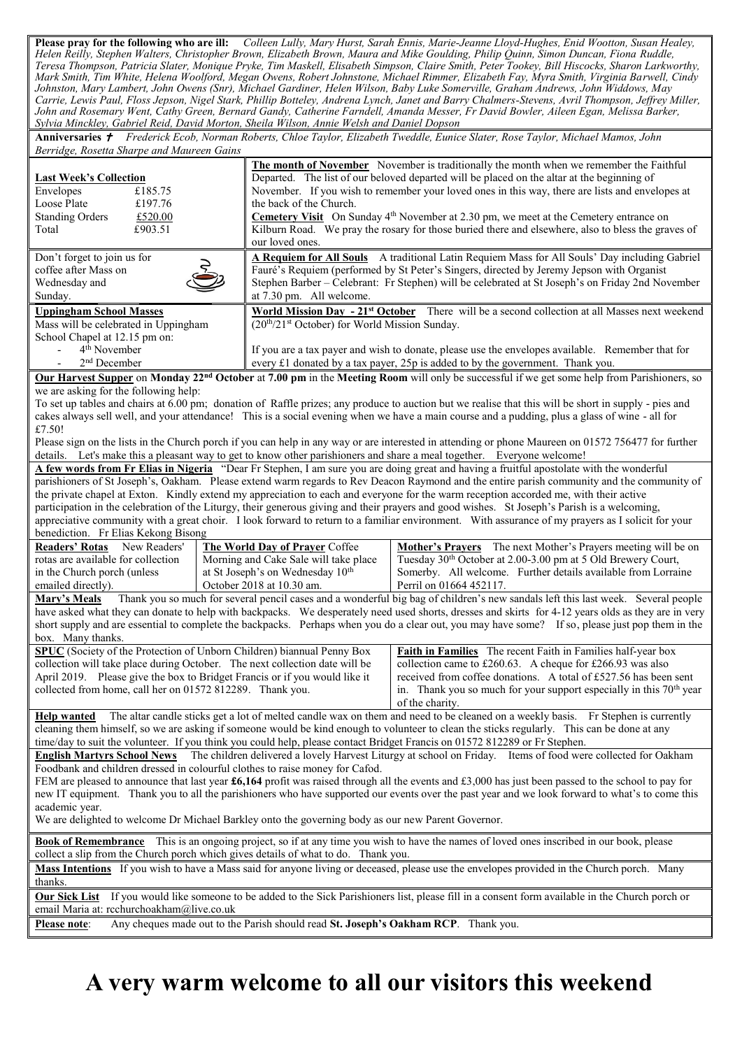**Please pray for the following who are ill:** *Colleen Lully, Mary Hurst, Sarah Ennis, Marie-Jeanne Lloyd-Hughes, Enid Wootton, Susan Healey, Helen Reilly, Stephen Walters, Christopher Brown, Elizabeth Brown, Maura and Mike Goulding, Philip Quinn, Simon Duncan, Fiona Ruddle, Teresa Thompson, Patricia Slater, Monique Pryke, Tim Maskell, Elisabeth Simpson, Claire Smith, Peter Tookey, Bill Hiscocks, Sharon Larkworthy, Mark Smith, Tim White, Helena Woolford, Megan Owens, Robert Johnstone, Michael Rimmer, Elizabeth Fay, Myra Smith, Virginia Barwell, Cindy Johnston, Mary Lambert, John Owens (Snr), Michael Gardiner, Helen Wilson, Baby Luke Somerville, Graham Andrews, John Widdows, May Carrie, Lewis Paul, Floss Jepson, Nigel Stark, Phillip Botteley, Andrena Lynch, Janet and Barry Chalmers-Stevens, Avril Thompson, Jeffrey Miller, John and Rosemary Went, Cathy Green, Bernard Gandy, Catherine Farndell, Amanda Messer, Fr David Bowler, Aileen Egan, Melissa Barker, Sylvia Minckley, Gabriel Reid, David Morton, Sheila Wilson, Annie Welsh and Daniel Dopson*

**Anniversaries** ✝ *Frederick Ecob, Norman Roberts, Chloe Taylor, Elizabeth Tweddle, Eunice Slater, Rose Taylor, Michael Mamos, John Berridge, Rosetta Sharpe and Maureen Gains*

**Last Week's Collection**

| | |
|---|---|
| Envelopes | £185.75 |
| Loose Plate | £197.76 |
| Standing Orders | £520.00 |
| Total | £903.51 |

**The month of November** November is traditionally the month when we remember the Faithful Departed. The list of our beloved departed will be placed on the altar at the beginning of November. If you wish to remember your loved ones in this way, there are lists and envelopes at the back of the Church.

**Cemetery Visit** On Sunday 4th November at 2.30 pm, we meet at the Cemetery entrance on Kilburn Road. We pray the rosary for those buried there and elsewhere, also to bless the graves of our loved ones.

Don't forget to join us for coffee after Mass on Wednesday and Sunday.

**A Requiem for All Souls** A traditional Latin Requiem Mass for All Souls' Day including Gabriel Fauré's Requiem (performed by St Peter's Singers, directed by Jeremy Jepson with Organist Stephen Barber – Celebrant: Fr Stephen) will be celebrated at St Joseph's on Friday 2nd November at 7.30 pm. All welcome.

**Uppingham School Masses**
Mass will be celebrated in Uppingham School Chapel at 12.15 pm on:
- 4th November
- 2nd December

**World Mission Day - 21st October** There will be a second collection at all Masses next weekend (20th/21st October) for World Mission Sunday.

If you are a tax payer and wish to donate, please use the envelopes available. Remember that for every £1 donated by a tax payer, 25p is added to by the government. Thank you.

**Our Harvest Supper** on **Monday 22nd October** at **7.00 pm** in the **Meeting Room** will only be successful if we get some help from Parishioners, so we are asking for the following help:
To set up tables and chairs at 6.00 pm; donation of Raffle prizes; any produce to auction but we realise that this will be short in supply - pies and cakes always sell well, and your attendance! This is a social evening when we have a main course and a pudding, plus a glass of wine - all for £7.50!
Please sign on the lists in the Church porch if you can help in any way or are interested in attending or phone Maureen on 01572 756477 for further details. Let's make this a pleasant way to get to know other parishioners and share a meal together. Everyone welcome!

**A few words from Fr Elias in Nigeria** "Dear Fr Stephen, I am sure you are doing great and having a fruitful apostolate with the wonderful parishioners of St Joseph's, Oakham. Please extend warm regards to Rev Deacon Raymond and the entire parish community and the community of the private chapel at Exton. Kindly extend my appreciation to each and everyone for the warm reception accorded me, with their active participation in the celebration of the Liturgy, their generous giving and their prayers and good wishes. St Joseph's Parish is a welcoming, appreciative community with a great choir. I look forward to return to a familiar environment. With assurance of my prayers as I solicit for your benediction. Fr Elias Kekong Bisong

**Readers' Rotas** New Readers' rotas are available for collection in the Church porch (unless emailed directly).

**The World Day of Prayer** Coffee Morning and Cake Sale will take place at St Joseph's on Wednesday 10th October 2018 at 10.30 am.

**Mother's Prayers** The next Mother's Prayers meeting will be on Tuesday 30th October at 2.00-3.00 pm at 5 Old Brewery Court, Somerby. All welcome. Further details available from Lorraine Perril on 01664 452117.

**Mary's Meals** Thank you so much for several pencil cases and a wonderful big bag of children's new sandals left this last week. Several people have asked what they can donate to help with backpacks. We desperately need used shorts, dresses and skirts for 4-12 years olds as they are in very short supply and are essential to complete the backpacks. Perhaps when you do a clear out, you may have some? If so, please just pop them in the box. Many thanks.

**SPUC** (Society of the Protection of Unborn Children) biannual Penny Box collection will take place during October. The next collection date will be April 2019. Please give the box to Bridget Francis or if you would like it collected from home, call her on 01572 812289. Thank you.

**Faith in Families** The recent Faith in Families half-year box collection came to £260.63. A cheque for £266.93 was also received from coffee donations. A total of £527.56 has been sent in. Thank you so much for your support especially in this 70th year of the charity.

**Help wanted** The altar candle sticks get a lot of melted candle wax on them and need to be cleaned on a weekly basis. Fr Stephen is currently cleaning them himself, so we are asking if someone would be kind enough to volunteer to clean the sticks regularly. This can be done at any time/day to suit the volunteer. If you think you could help, please contact Bridget Francis on 01572 812289 or Fr Stephen.

**English Martyrs School News** The children delivered a lovely Harvest Liturgy at school on Friday. Items of food were collected for Oakham Foodbank and children dressed in colourful clothes to raise money for Cafod.
FEM are pleased to announce that last year **£6,164** profit was raised through all the events and £3,000 has just been passed to the school to pay for new IT equipment. Thank you to all the parishioners who have supported our events over the past year and we look forward to what's to come this academic year.
We are delighted to welcome Dr Michael Barkley onto the governing body as our new Parent Governor.

**Book of Remembrance** This is an ongoing project, so if at any time you wish to have the names of loved ones inscribed in our book, please collect a slip from the Church porch which gives details of what to do. Thank you.

**Mass Intentions** If you wish to have a Mass said for anyone living or deceased, please use the envelopes provided in the Church porch. Many thanks.

**Our Sick List** If you would like someone to be added to the Sick Parishioners list, please fill in a consent form available in the Church porch or email Maria at: rcchurchoakham@live.co.uk

**Please note**: Any cheques made out to the Parish should read **St. Joseph's Oakham RCP**. Thank you.

# A very warm welcome to all our visitors this weekend